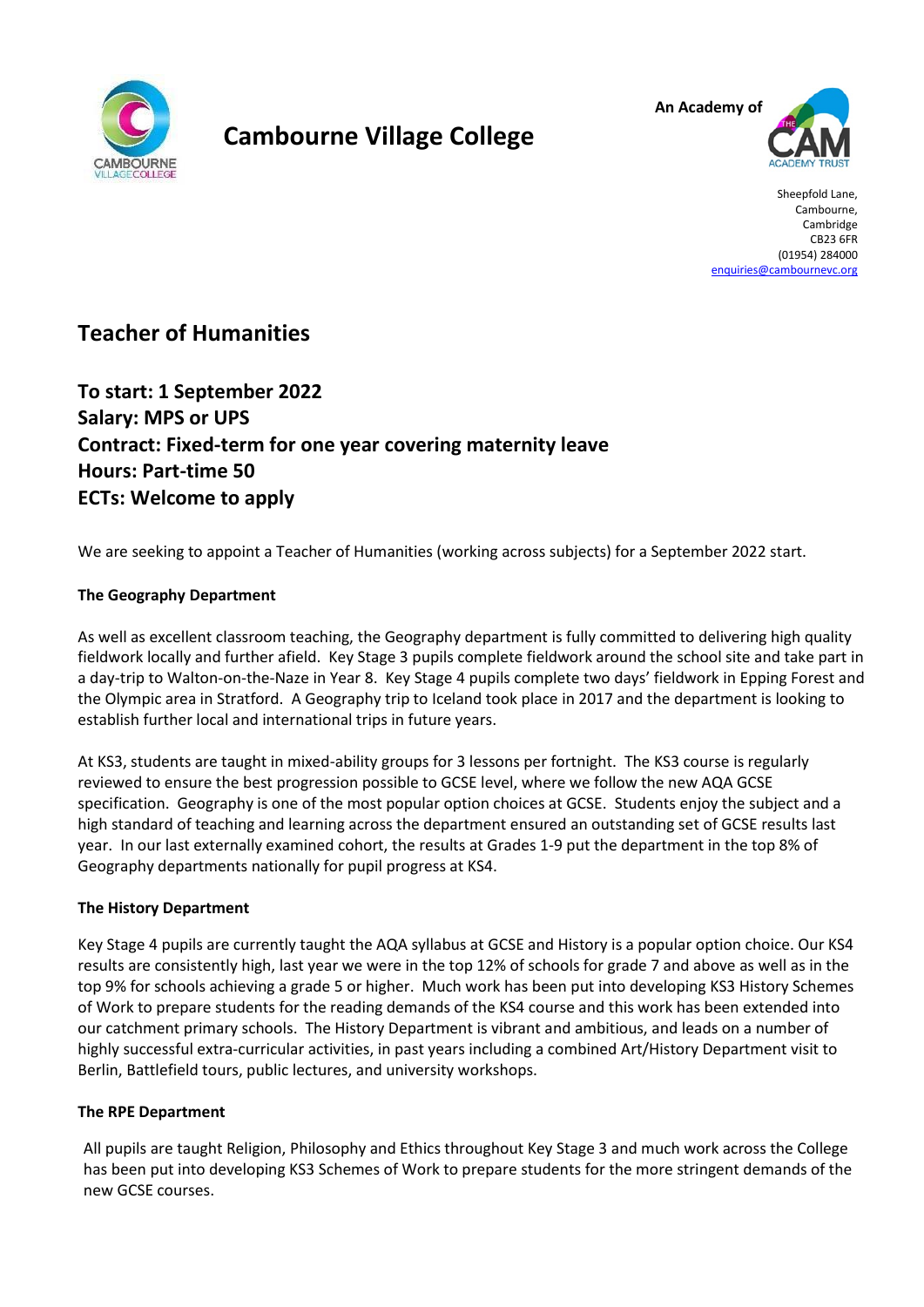# Cambourne Village College

An Academy of The CAM Academy Trust

Sheepfold Lane,
Cambourne,
Cambridge
CB23 6FR
(01954) 284000
enquiries@cambournevc.org

## Teacher of Humanities

**To start: 1 September 2022**
**Salary: MPS or UPS**
**Contract: Fixed-term for one year covering maternity leave**
**Hours: Part-time 50**
**ECTs: Welcome to apply**

We are seeking to appoint a Teacher of Humanities (working across subjects) for a September 2022 start.

**The Geography Department**

As well as excellent classroom teaching, the Geography department is fully committed to delivering high quality fieldwork locally and further afield. Key Stage 3 pupils complete fieldwork around the school site and take part in a day-trip to Walton-on-the-Naze in Year 8. Key Stage 4 pupils complete two days' fieldwork in Epping Forest and the Olympic area in Stratford. A Geography trip to Iceland took place in 2017 and the department is looking to establish further local and international trips in future years.

At KS3, students are taught in mixed-ability groups for 3 lessons per fortnight. The KS3 course is regularly reviewed to ensure the best progression possible to GCSE level, where we follow the new AQA GCSE specification. Geography is one of the most popular option choices at GCSE. Students enjoy the subject and a high standard of teaching and learning across the department ensured an outstanding set of GCSE results last year. In our last externally examined cohort, the results at Grades 1-9 put the department in the top 8% of Geography departments nationally for pupil progress at KS4.

**The History Department**

Key Stage 4 pupils are currently taught the AQA syllabus at GCSE and History is a popular option choice. Our KS4 results are consistently high, last year we were in the top 12% of schools for grade 7 and above as well as in the top 9% for schools achieving a grade 5 or higher. Much work has been put into developing KS3 History Schemes of Work to prepare students for the reading demands of the KS4 course and this work has been extended into our catchment primary schools. The History Department is vibrant and ambitious, and leads on a number of highly successful extra-curricular activities, in past years including a combined Art/History Department visit to Berlin, Battlefield tours, public lectures, and university workshops.

**The RPE Department**

All pupils are taught Religion, Philosophy and Ethics throughout Key Stage 3 and much work across the College has been put into developing KS3 Schemes of Work to prepare students for the more stringent demands of the new GCSE courses.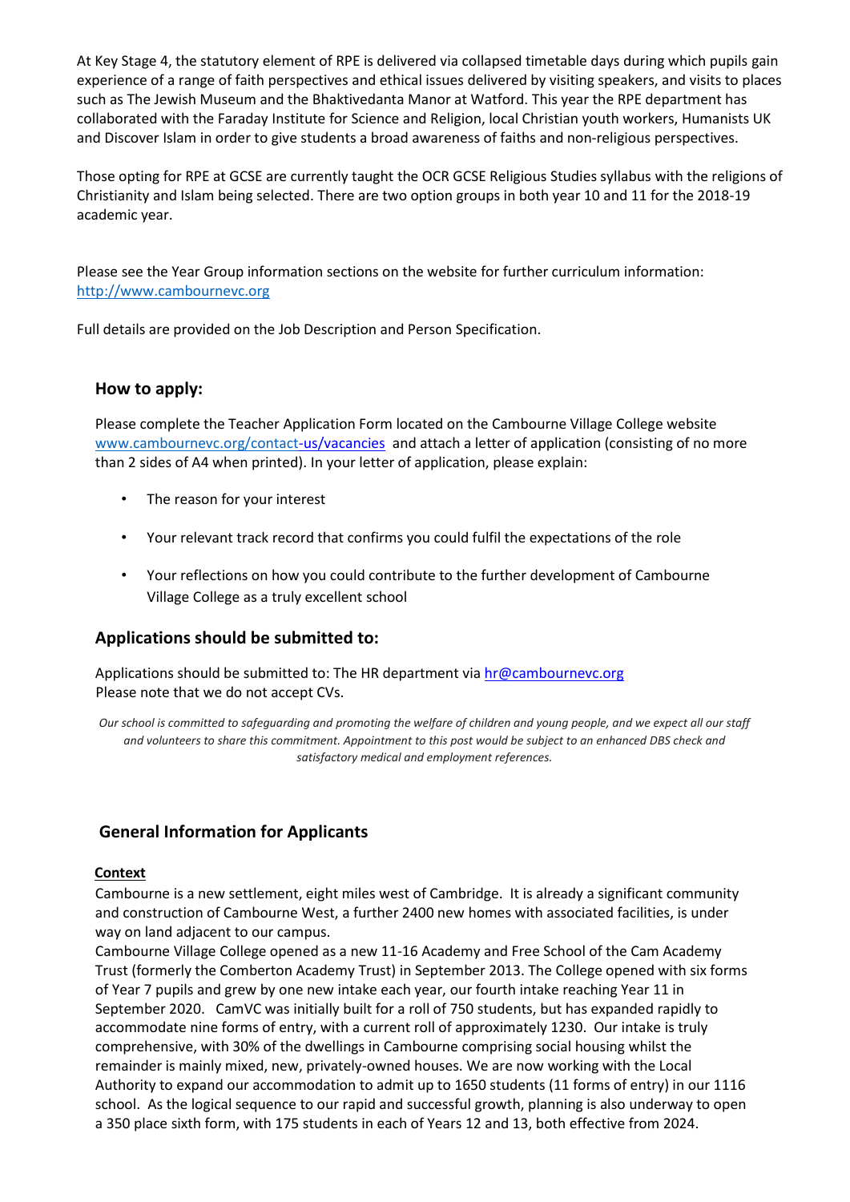At Key Stage 4, the statutory element of RPE is delivered via collapsed timetable days during which pupils gain experience of a range of faith perspectives and ethical issues delivered by visiting speakers, and visits to places such as The Jewish Museum and the Bhaktivedanta Manor at Watford. This year the RPE department has collaborated with the Faraday Institute for Science and Religion, local Christian youth workers, Humanists UK and Discover Islam in order to give students a broad awareness of faiths and non-religious perspectives.

Those opting for RPE at GCSE are currently taught the OCR GCSE Religious Studies syllabus with the religions of Christianity and Islam being selected. There are two option groups in both year 10 and 11 for the 2018-19 academic year.

Please see the Year Group information sections on the website for further curriculum information: [http://www.cambournevc.org](http://www.cambournevc.org)

Full details are provided on the Job Description and Person Specification.

## How to apply:

Please complete the Teacher Application Form located on the Cambourne Village College website [www.cambournevc.org/contact-us/vacancies](http://www.cambournevc.org/contact-us/vacancies) and attach a letter of application (consisting of no more than 2 sides of A4 when printed). In your letter of application, please explain:

- The reason for your interest
- Your relevant track record that confirms you could fulfil the expectations of the role
- Your reflections on how you could contribute to the further development of Cambourne Village College as a truly excellent school

## Applications should be submitted to:

Applications should be submitted to: The HR department via [hr@cambournevc.org](mailto:hr@cambournevc.org)
Please note that we do not accept CVs.

*Our school is committed to safeguarding and promoting the welfare of children and young people, and we expect all our staff and volunteers to share this commitment. Appointment to this post would be subject to an enhanced DBS check and satisfactory medical and employment references.*

## General Information for Applicants

**Context**

Cambourne is a new settlement, eight miles west of Cambridge. It is already a significant community and construction of Cambourne West, a further 2400 new homes with associated facilities, is under way on land adjacent to our campus.
Cambourne Village College opened as a new 11-16 Academy and Free School of the Cam Academy Trust (formerly the Comberton Academy Trust) in September 2013. The College opened with six forms of Year 7 pupils and grew by one new intake each year, our fourth intake reaching Year 11 in September 2020. CamVC was initially built for a roll of 750 students, but has expanded rapidly to accommodate nine forms of entry, with a current roll of approximately 1230. Our intake is truly comprehensive, with 30% of the dwellings in Cambourne comprising social housing whilst the remainder is mainly mixed, new, privately-owned houses. We are now working with the Local Authority to expand our accommodation to admit up to 1650 students (11 forms of entry) in our 1116 school. As the logical sequence to our rapid and successful growth, planning is also underway to open a 350 place sixth form, with 175 students in each of Years 12 and 13, both effective from 2024.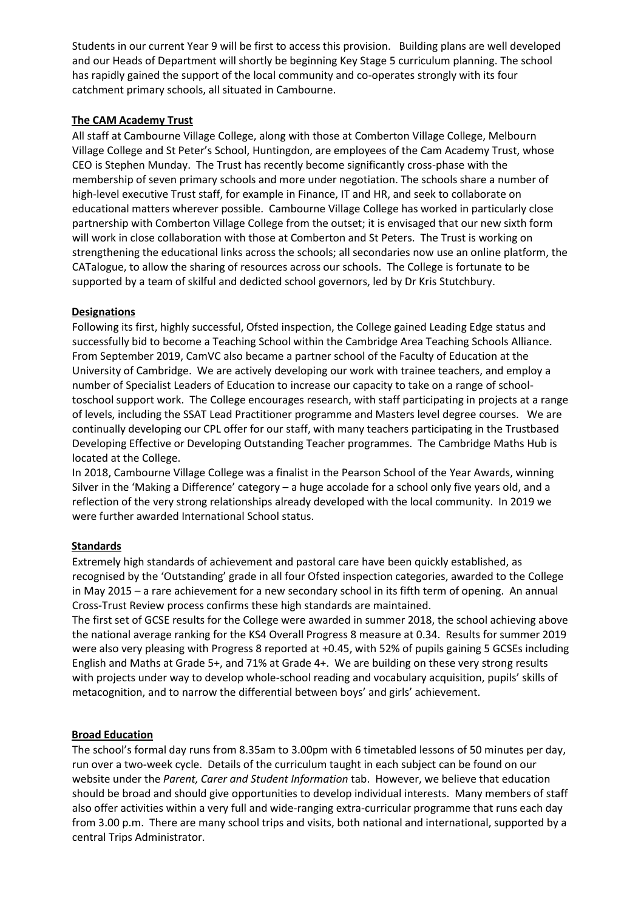Students in our current Year 9 will be first to access this provision. Building plans are well developed and our Heads of Department will shortly be beginning Key Stage 5 curriculum planning. The school has rapidly gained the support of the local community and co-operates strongly with its four catchment primary schools, all situated in Cambourne.

## The CAM Academy Trust

All staff at Cambourne Village College, along with those at Comberton Village College, Melbourn Village College and St Peter's School, Huntingdon, are employees of the Cam Academy Trust, whose CEO is Stephen Munday. The Trust has recently become significantly cross-phase with the membership of seven primary schools and more under negotiation. The schools share a number of high-level executive Trust staff, for example in Finance, IT and HR, and seek to collaborate on educational matters wherever possible. Cambourne Village College has worked in particularly close partnership with Comberton Village College from the outset; it is envisaged that our new sixth form will work in close collaboration with those at Comberton and St Peters. The Trust is working on strengthening the educational links across the schools; all secondaries now use an online platform, the CATalogue, to allow the sharing of resources across our schools. The College is fortunate to be supported by a team of skilful and dedicted school governors, led by Dr Kris Stutchbury.

## Designations

Following its first, highly successful, Ofsted inspection, the College gained Leading Edge status and successfully bid to become a Teaching School within the Cambridge Area Teaching Schools Alliance. From September 2019, CamVC also became a partner school of the Faculty of Education at the University of Cambridge. We are actively developing our work with trainee teachers, and employ a number of Specialist Leaders of Education to increase our capacity to take on a range of school-toschool support work. The College encourages research, with staff participating in projects at a range of levels, including the SSAT Lead Practitioner programme and Masters level degree courses. We are continually developing our CPL offer for our staff, with many teachers participating in the Trustbased Developing Effective or Developing Outstanding Teacher programmes. The Cambridge Maths Hub is located at the College.

In 2018, Cambourne Village College was a finalist in the Pearson School of the Year Awards, winning Silver in the 'Making a Difference' category – a huge accolade for a school only five years old, and a reflection of the very strong relationships already developed with the local community. In 2019 we were further awarded International School status.

## Standards

Extremely high standards of achievement and pastoral care have been quickly established, as recognised by the 'Outstanding' grade in all four Ofsted inspection categories, awarded to the College in May 2015 – a rare achievement for a new secondary school in its fifth term of opening. An annual Cross-Trust Review process confirms these high standards are maintained.

The first set of GCSE results for the College were awarded in summer 2018, the school achieving above the national average ranking for the KS4 Overall Progress 8 measure at 0.34. Results for summer 2019 were also very pleasing with Progress 8 reported at +0.45, with 52% of pupils gaining 5 GCSEs including English and Maths at Grade 5+, and 71% at Grade 4+. We are building on these very strong results with projects under way to develop whole-school reading and vocabulary acquisition, pupils' skills of metacognition, and to narrow the differential between boys' and girls' achievement.

## Broad Education

The school's formal day runs from 8.35am to 3.00pm with 6 timetabled lessons of 50 minutes per day, run over a two-week cycle. Details of the curriculum taught in each subject can be found on our website under the *Parent, Carer and Student Information* tab. However, we believe that education should be broad and should give opportunities to develop individual interests. Many members of staff also offer activities within a very full and wide-ranging extra-curricular programme that runs each day from 3.00 p.m. There are many school trips and visits, both national and international, supported by a central Trips Administrator.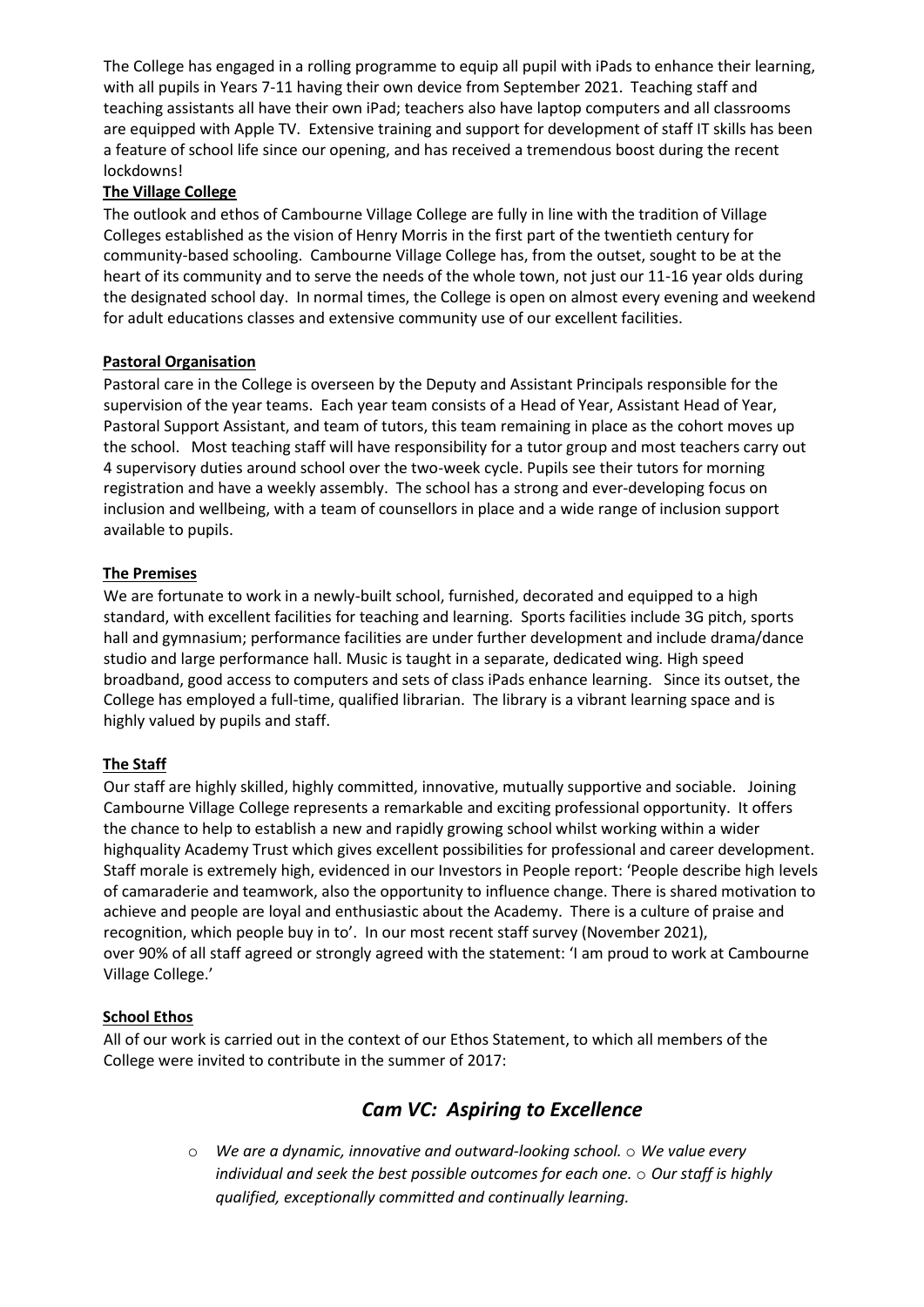The College has engaged in a rolling programme to equip all pupil with iPads to enhance their learning, with all pupils in Years 7-11 having their own device from September 2021. Teaching staff and teaching assistants all have their own iPad; teachers also have laptop computers and all classrooms are equipped with Apple TV. Extensive training and support for development of staff IT skills has been a feature of school life since our opening, and has received a tremendous boost during the recent lockdowns!

**The Village College**

The outlook and ethos of Cambourne Village College are fully in line with the tradition of Village Colleges established as the vision of Henry Morris in the first part of the twentieth century for community-based schooling. Cambourne Village College has, from the outset, sought to be at the heart of its community and to serve the needs of the whole town, not just our 11-16 year olds during the designated school day. In normal times, the College is open on almost every evening and weekend for adult educations classes and extensive community use of our excellent facilities.

**Pastoral Organisation**

Pastoral care in the College is overseen by the Deputy and Assistant Principals responsible for the supervision of the year teams. Each year team consists of a Head of Year, Assistant Head of Year, Pastoral Support Assistant, and team of tutors, this team remaining in place as the cohort moves up the school. Most teaching staff will have responsibility for a tutor group and most teachers carry out 4 supervisory duties around school over the two-week cycle. Pupils see their tutors for morning registration and have a weekly assembly. The school has a strong and ever-developing focus on inclusion and wellbeing, with a team of counsellors in place and a wide range of inclusion support available to pupils.

**The Premises**

We are fortunate to work in a newly-built school, furnished, decorated and equipped to a high standard, with excellent facilities for teaching and learning. Sports facilities include 3G pitch, sports hall and gymnasium; performance facilities are under further development and include drama/dance studio and large performance hall. Music is taught in a separate, dedicated wing. High speed broadband, good access to computers and sets of class iPads enhance learning. Since its outset, the College has employed a full-time, qualified librarian. The library is a vibrant learning space and is highly valued by pupils and staff.

**The Staff**

Our staff are highly skilled, highly committed, innovative, mutually supportive and sociable. Joining Cambourne Village College represents a remarkable and exciting professional opportunity. It offers the chance to help to establish a new and rapidly growing school whilst working within a wider highquality Academy Trust which gives excellent possibilities for professional and career development. Staff morale is extremely high, evidenced in our Investors in People report: 'People describe high levels of camaraderie and teamwork, also the opportunity to influence change. There is shared motivation to achieve and people are loyal and enthusiastic about the Academy. There is a culture of praise and recognition, which people buy in to'. In our most recent staff survey (November 2021), over 90% of all staff agreed or strongly agreed with the statement: 'I am proud to work at Cambourne Village College.'

**School Ethos**

All of our work is carried out in the context of our Ethos Statement, to which all members of the College were invited to contribute in the summer of 2017:

## *Cam VC: Aspiring to Excellence*

- *We are a dynamic, innovative and outward-looking school.*
- *We value every individual and seek the best possible outcomes for each one.*
- *Our staff is highly qualified, exceptionally committed and continually learning.*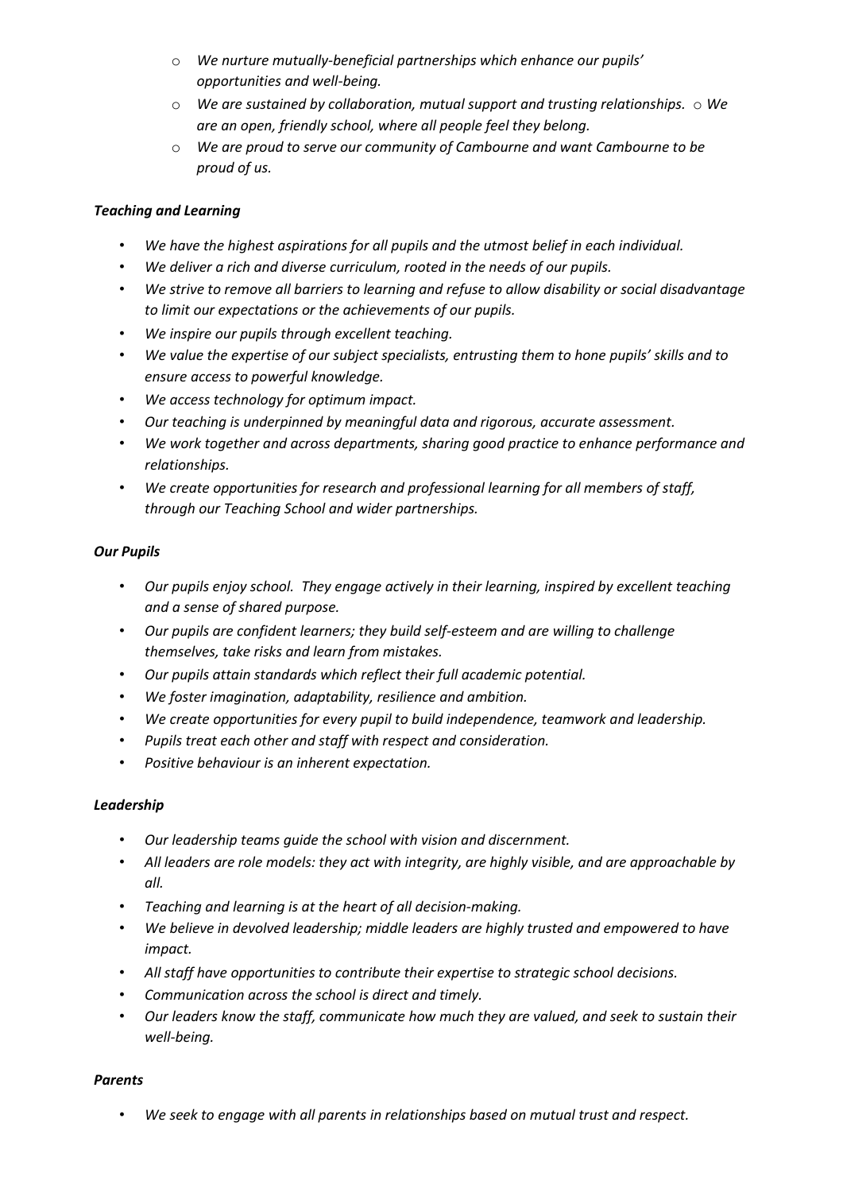- *We nurture mutually-beneficial partnerships which enhance our pupils' opportunities and well-being.*
- *We are sustained by collaboration, mutual support and trusting relationships.*
- *We are an open, friendly school, where all people feel they belong.*
- *We are proud to serve our community of Cambourne and want Cambourne to be proud of us.*

### *Teaching and Learning*

- *We have the highest aspirations for all pupils and the utmost belief in each individual.*
- *We deliver a rich and diverse curriculum, rooted in the needs of our pupils.*
- *We strive to remove all barriers to learning and refuse to allow disability or social disadvantage to limit our expectations or the achievements of our pupils.*
- *We inspire our pupils through excellent teaching.*
- *We value the expertise of our subject specialists, entrusting them to hone pupils' skills and to ensure access to powerful knowledge.*
- *We access technology for optimum impact.*
- *Our teaching is underpinned by meaningful data and rigorous, accurate assessment.*
- *We work together and across departments, sharing good practice to enhance performance and relationships.*
- *We create opportunities for research and professional learning for all members of staff, through our Teaching School and wider partnerships.*

### *Our Pupils*

- *Our pupils enjoy school. They engage actively in their learning, inspired by excellent teaching and a sense of shared purpose.*
- *Our pupils are confident learners; they build self-esteem and are willing to challenge themselves, take risks and learn from mistakes.*
- *Our pupils attain standards which reflect their full academic potential.*
- *We foster imagination, adaptability, resilience and ambition.*
- *We create opportunities for every pupil to build independence, teamwork and leadership.*
- *Pupils treat each other and staff with respect and consideration.*
- *Positive behaviour is an inherent expectation.*

### *Leadership*

- *Our leadership teams guide the school with vision and discernment.*
- *All leaders are role models: they act with integrity, are highly visible, and are approachable by all.*
- *Teaching and learning is at the heart of all decision-making.*
- *We believe in devolved leadership; middle leaders are highly trusted and empowered to have impact.*
- *All staff have opportunities to contribute their expertise to strategic school decisions.*
- *Communication across the school is direct and timely.*
- *Our leaders know the staff, communicate how much they are valued, and seek to sustain their well-being.*

### *Parents*

- *We seek to engage with all parents in relationships based on mutual trust and respect.*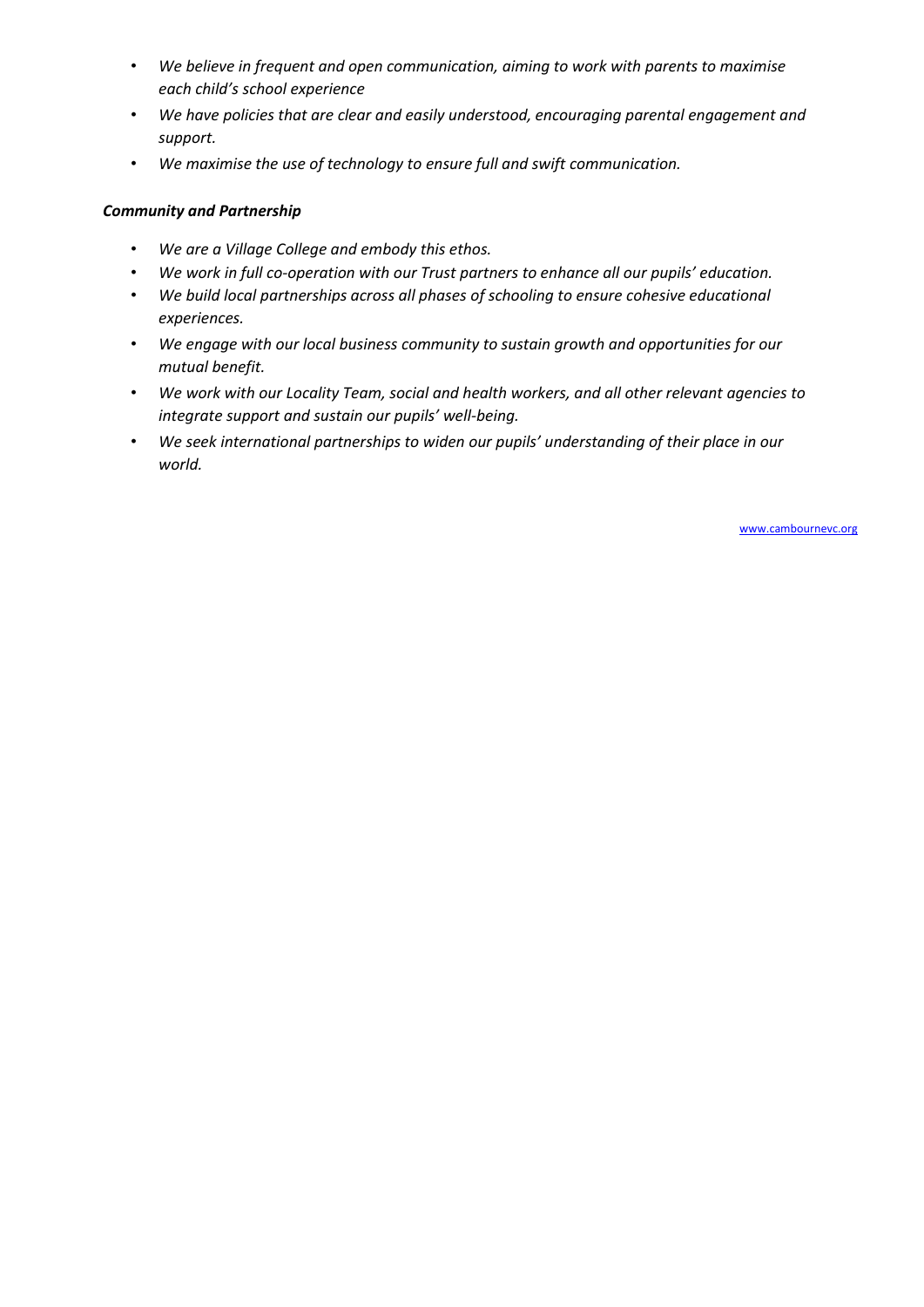- *We believe in frequent and open communication, aiming to work with parents to maximise each child's school experience*
- *We have policies that are clear and easily understood, encouraging parental engagement and support.*
- *We maximise the use of technology to ensure full and swift communication.*

***Community and Partnership***

- *We are a Village College and embody this ethos.*
- *We work in full co-operation with our Trust partners to enhance all our pupils' education.*
- *We build local partnerships across all phases of schooling to ensure cohesive educational experiences.*
- *We engage with our local business community to sustain growth and opportunities for our mutual benefit.*
- *We work with our Locality Team, social and health workers, and all other relevant agencies to integrate support and sustain our pupils' well-being.*
- *We seek international partnerships to widen our pupils' understanding of their place in our world.*

www.cambournevc.org